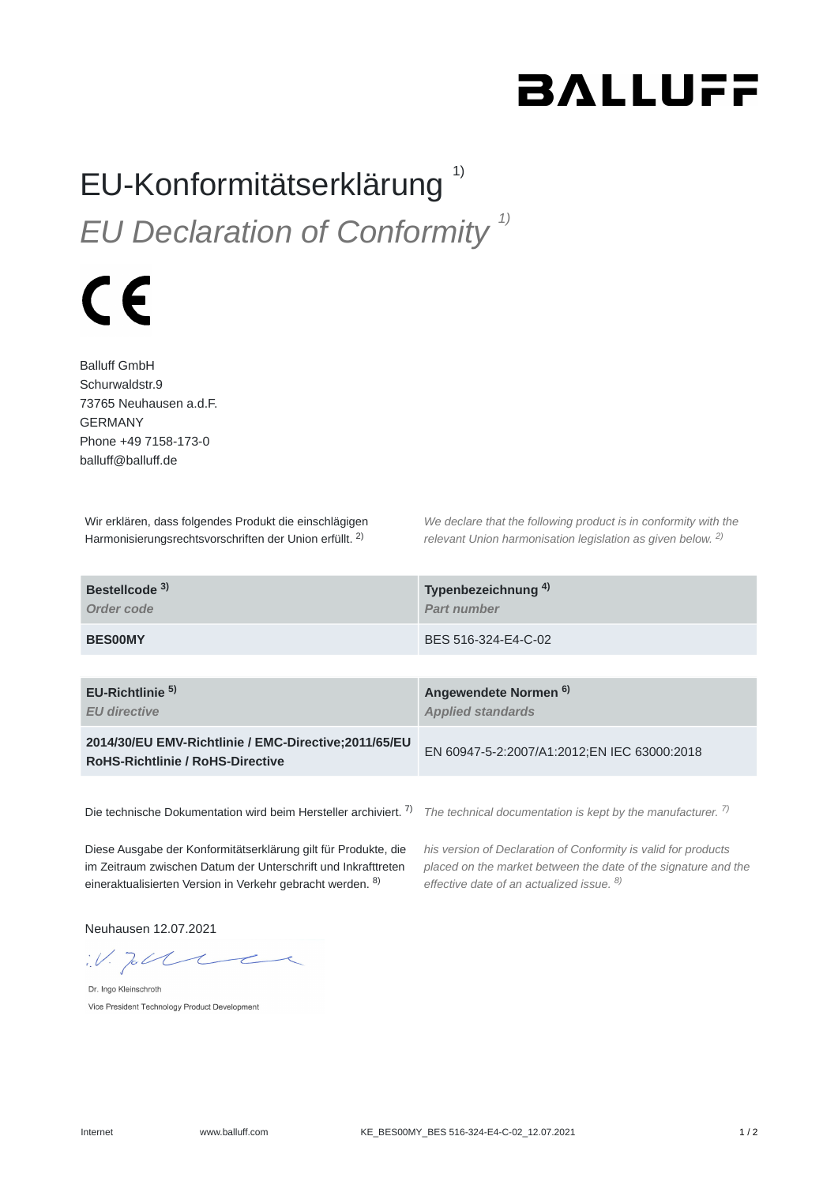BALLUFF

# EU-Konformitätserklärung [1)]

# *EU Declaration of Conformity [1)]*

CE

Balluff GmbH
Schurwaldstr.9
73765 Neuhausen a.d.F.
GERMANY
Phone +49 7158-173-0
balluff@balluff.de

Wir erklären, dass folgendes Produkt die einschlägigen Harmonisierungsrechtsvorschriften der Union erfüllt. [2)]

*We declare that the following product is in conformity with the relevant Union harmonisation legislation as given below. [2)]*

| **Bestellcode [3)]** *Order code* | **Typenbezeichnung [4)]** *Part number* |
|---|---|
| **BES00MY** | BES 516-324-E4-C-02 |

| **EU-Richtlinie [5)]** *EU directive* | **Angewendete Normen [6)]** *Applied standards* |
|---|---|
| **2014/30/EU EMV-Richtlinie / EMC-Directive;2011/65/EU RoHS-Richtlinie / RoHS-Directive** | EN 60947-5-2:2007/A1:2012;EN IEC 63000:2018 |

Die technische Dokumentation wird beim Hersteller archiviert. [7)]

*The technical documentation is kept by the manufacturer. [7)]*

Diese Ausgabe der Konformitätserklärung gilt für Produkte, die im Zeitraum zwischen Datum der Unterschrift und Inkrafttreten eineraktualisierten Version in Verkehr gebracht werden. [8)]

*his version of Declaration of Conformity is valid for products placed on the market between the date of the signature and the effective date of an actualized issue. [8)]*

Neuhausen 12.07.2021

i.V.

Dr. Ingo Kleinschroth
Vice President Technology Product Development

Internet www.balluff.com KE_BES00MY_BES 516-324-E4-C-02_12.07.2021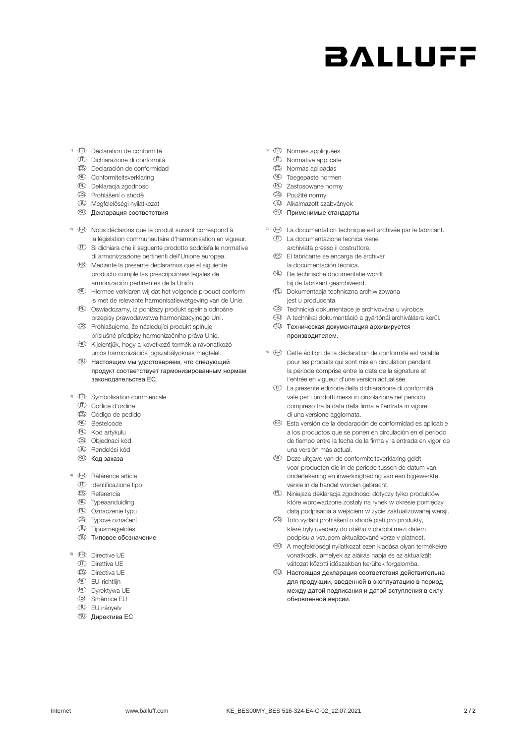# BALLUFF

1) FR Déclaration de conformité
IT Dichiarazione di conformità
ES Declaración de conformidad
NL Conformiteitsverklaring
PL Deklaracja zgodności
CS Prohlášení o shodě
HU Megfelelőségi nyilatkozat
RU Декларация соответствия

2) FR Nous déclarons que le produit suivant correspond à la législation communautaire d'harmonisation en vigueur.
IT Si dichiara che il seguente prodotto soddisfa le normative di armonizzazione pertinenti dell'Unione europea.
ES Mediante la presente declaramos que el siguiente producto cumple las prescripciones legales de armonización pertinentes de la Unión.
NL Hiermee verklaren wij dat het volgende product conform is met de relevante harmonisatiewetgeving van de Unie.
PL Oświadczamy, iż poniższy produkt spełnia odnośne przepisy prawodawstwa harmonizacyjnego Unii.
CS Prohlašujeme, že následující produkt splňuje příslušné předpisy harmonizačního práva Unie.
HU Kijelentjük, hogy a következő termék a rávonatkozó uniós harmonizációs jogszabályoknak megfelel.
RU Настоящим мы удостоверяем, что следующий продукт соответствует гармонизированным нормам законодательства ЕС.

3) FR Symbolisation commerciale
IT Codice d'ordine
ES Código de pedido
NL Bestelcode
PL Kod artykułu
CS Objednací kód
HU Rendelési kód
RU Код заказа

4) FR Référence article
IT Identificazione tipo
ES Referencia
NL Typeaanduiding
PL Oznaczenie typu
CS Typové označení
HU Típusmegjelölés
RU Типовое обозначение

5) FR Directive UE
IT Direttiva UE
ES Directiva UE
NL EU-richtlijn
PL Dyrektywa UE
CS Směrnice EU
HU EU irányelv
RU Директива ЕС

6) FR Normes appliquées
IT Normative applicate
ES Normas aplicadas
NL Toegepaste normen
PL Zastosowane normy
CS Použité normy
HU Alkalmazott szabványok
RU Применимые стандарты

7) FR La documentation technique est archivée par le fabricant.
IT La documentazione tecnica viene archiviata presso il costruttore.
ES El fabricante se encarga de archivar la documentación técnica.
NL De technische documentatie wordt bij de fabrikant gearchiveerd.
PL Dokumentacja techniczna archiwizowana jest u producenta.
CS Technická dokumentace je archivována u výrobce.
HU A technikai dokumentáció a gyártónál archiválásra kerül.
RU Техническая документация архивируется производителем.

8) FR Cette édition de la déclaration de conformité est valable pour les produits qui sont mis en circulation pendant la période comprise entre la date de la signature et l'entrée en vigueur d'une version actualisée.
IT La presente edizione della dichiarazione di conformità vale per i prodotti messi in circolazione nel periodo compreso tra la data della firma e l'entrata in vigore di una versione aggiornata.
ES Esta versión de la declaración de conformidad es aplicable a los productos que se ponen en circulación en el período de tiempo entre la fecha de la firma y la entrada en vigor de una versión más actual.
NL Deze uitgave van de conformiteitsverklaring geldt voor producten die in de periode tussen de datum van ondertekening en inwerkingtreding van een bijgewerkte versie in de handel worden gebracht.
PL Niniejsza deklaracja zgodności dotyczy tylko produktów, które wprowadzone zostały na rynek w okresie pomiędzy datą podpisania a wejściem w życie zaktualizowanej wersji.
CS Toto vydání prohlášení o shodě platí pro produkty, které byly uvedeny do oběhu v období mezi datem podpisu a vstupem aktualizované verze v platnost.
HU A megfelelőségi nyilatkozat ezen kiadása olyan termékekre vonatkozik, amelyek az aláírás napja és az aktualizált változat közötti időszakban kerültek forgalomba.
RU Настоящая декларация соответствия действительна для продукции, введенной в эксплуатацию в период между датой подписания и датой вступления в силу обновленной версии.

Internet www.balluff.com KE_BES00MY_BES 516-324-E4-C-02_12.07.2021